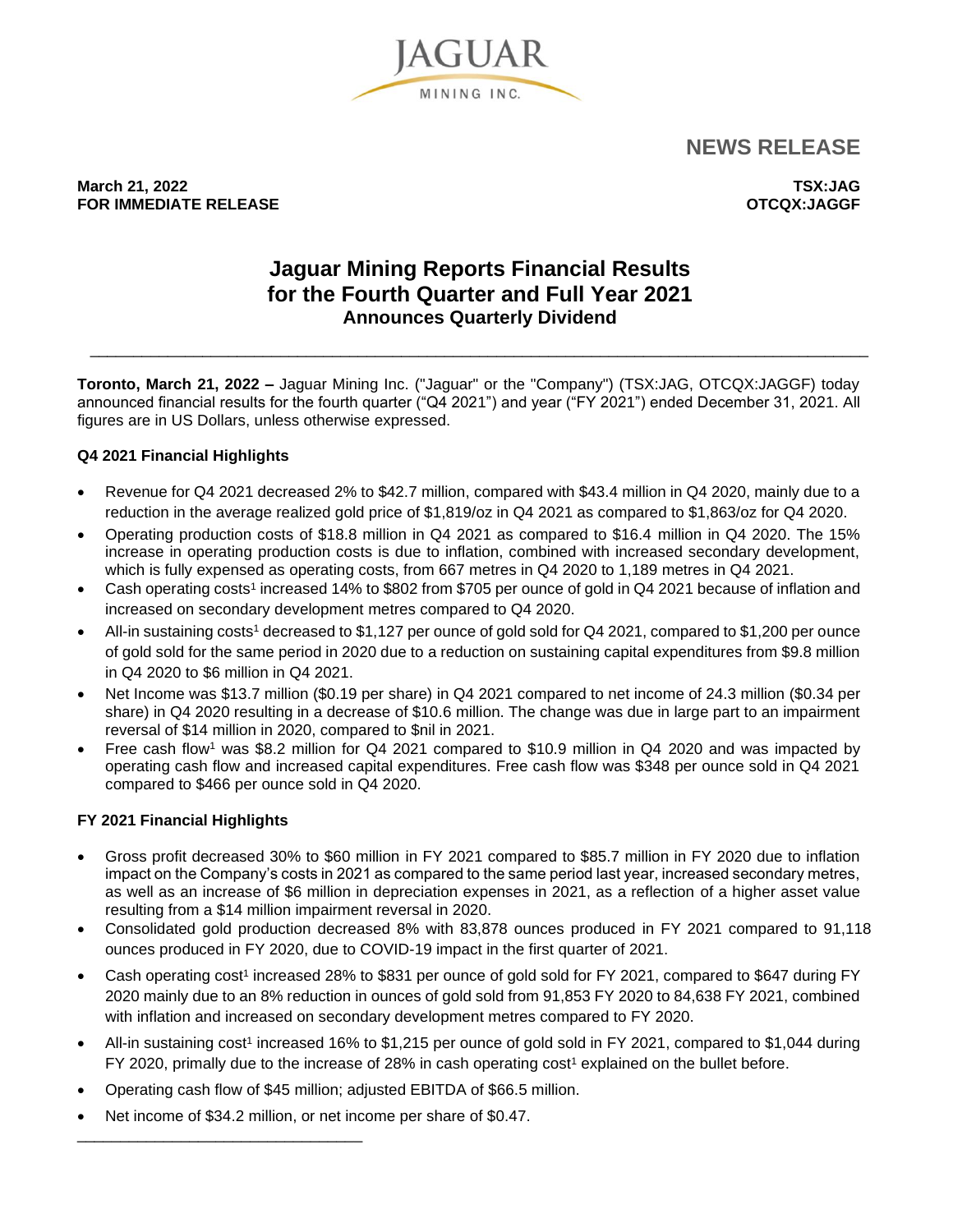JAGUAR MINING INC.

# NEWS RELEASE

**March 21, 2022**
**FOR IMMEDIATE RELEASE**

**TSX:JAG**
**OTCQX:JAGGF**

# Jaguar Mining Reports Financial Results for the Fourth Quarter and Full Year 2021

## Announces Quarterly Dividend

---

**Toronto, March 21, 2022 –** Jaguar Mining Inc. ("Jaguar" or the "Company") (TSX:JAG, OTCQX:JAGGF) today announced financial results for the fourth quarter ("Q4 2021") and year ("FY 2021") ended December 31, 2021. All figures are in US Dollars, unless otherwise expressed.

### Q4 2021 Financial Highlights

- Revenue for Q4 2021 decreased 2% to $42.7 million, compared with $43.4 million in Q4 2020, mainly due to a reduction in the average realized gold price of $1,819/oz in Q4 2021 as compared to $1,863/oz for Q4 2020.
- Operating production costs of $18.8 million in Q4 2021 as compared to $16.4 million in Q4 2020. The 15% increase in operating production costs is due to inflation, combined with increased secondary development, which is fully expensed as operating costs, from 667 metres in Q4 2020 to 1,189 metres in Q4 2021.
- Cash operating costs[1] increased 14% to $802 from $705 per ounce of gold in Q4 2021 because of inflation and increased on secondary development metres compared to Q4 2020.
- All-in sustaining costs[1] decreased to $1,127 per ounce of gold sold for Q4 2021, compared to $1,200 per ounce of gold sold for the same period in 2020 due to a reduction on sustaining capital expenditures from $9.8 million in Q4 2020 to $6 million in Q4 2021.
- Net Income was $13.7 million ($0.19 per share) in Q4 2021 compared to net income of 24.3 million ($0.34 per share) in Q4 2020 resulting in a decrease of $10.6 million. The change was due in large part to an impairment reversal of $14 million in 2020, compared to $nil in 2021.
- Free cash flow[1] was $8.2 million for Q4 2021 compared to $10.9 million in Q4 2020 and was impacted by operating cash flow and increased capital expenditures. Free cash flow was $348 per ounce sold in Q4 2021 compared to $466 per ounce sold in Q4 2020.

### FY 2021 Financial Highlights

- Gross profit decreased 30% to $60 million in FY 2021 compared to $85.7 million in FY 2020 due to inflation impact on the Company's costs in 2021 as compared to the same period last year, increased secondary metres, as well as an increase of $6 million in depreciation expenses in 2021, as a reflection of a higher asset value resulting from a $14 million impairment reversal in 2020.
- Consolidated gold production decreased 8% with 83,878 ounces produced in FY 2021 compared to 91,118 ounces produced in FY 2020, due to COVID-19 impact in the first quarter of 2021.
- Cash operating cost[1] increased 28% to $831 per ounce of gold sold for FY 2021, compared to $647 during FY 2020 mainly due to an 8% reduction in ounces of gold sold from 91,853 FY 2020 to 84,638 FY 2021, combined with inflation and increased on secondary development metres compared to FY 2020.
- All-in sustaining cost[1] increased 16% to $1,215 per ounce of gold sold in FY 2021, compared to $1,044 during FY 2020, primally due to the increase of 28% in cash operating cost[1] explained on the bullet before.
- Operating cash flow of $45 million; adjusted EBITDA of $66.5 million.
- Net income of $34.2 million, or net income per share of $0.47.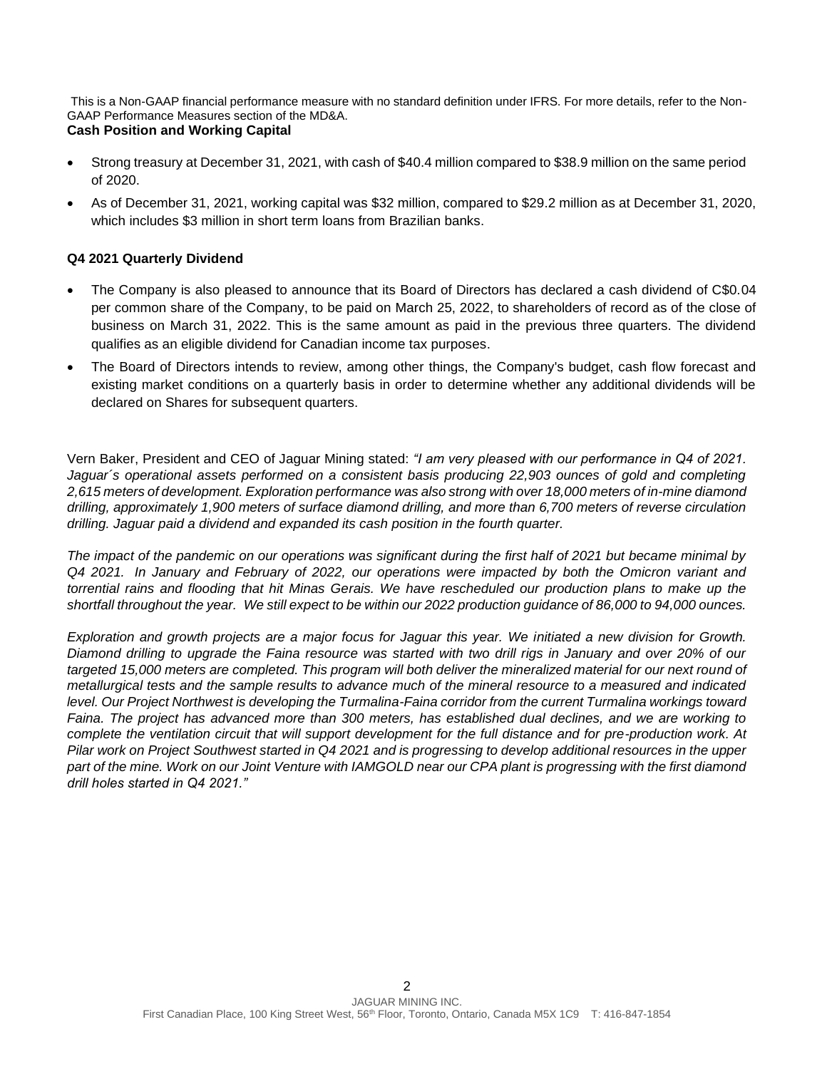This is a Non-GAAP financial performance measure with no standard definition under IFRS. For more details, refer to the Non-GAAP Performance Measures section of the MD&A.

**Cash Position and Working Capital**

- Strong treasury at December 31, 2021, with cash of $40.4 million compared to $38.9 million on the same period of 2020.
- As of December 31, 2021, working capital was $32 million, compared to $29.2 million as at December 31, 2020, which includes $3 million in short term loans from Brazilian banks.

**Q4 2021 Quarterly Dividend**

- The Company is also pleased to announce that its Board of Directors has declared a cash dividend of C$0.04 per common share of the Company, to be paid on March 25, 2022, to shareholders of record as of the close of business on March 31, 2022. This is the same amount as paid in the previous three quarters. The dividend qualifies as an eligible dividend for Canadian income tax purposes.
- The Board of Directors intends to review, among other things, the Company's budget, cash flow forecast and existing market conditions on a quarterly basis in order to determine whether any additional dividends will be declared on Shares for subsequent quarters.

Vern Baker, President and CEO of Jaguar Mining stated: *"I am very pleased with our performance in Q4 of 2021. Jaguar´s operational assets performed on a consistent basis producing 22,903 ounces of gold and completing 2,615 meters of development. Exploration performance was also strong with over 18,000 meters of in-mine diamond drilling, approximately 1,900 meters of surface diamond drilling, and more than 6,700 meters of reverse circulation drilling. Jaguar paid a dividend and expanded its cash position in the fourth quarter.*

*The impact of the pandemic on our operations was significant during the first half of 2021 but became minimal by Q4 2021. In January and February of 2022, our operations were impacted by both the Omicron variant and torrential rains and flooding that hit Minas Gerais. We have rescheduled our production plans to make up the shortfall throughout the year. We still expect to be within our 2022 production guidance of 86,000 to 94,000 ounces.*

*Exploration and growth projects are a major focus for Jaguar this year. We initiated a new division for Growth. Diamond drilling to upgrade the Faina resource was started with two drill rigs in January and over 20% of our targeted 15,000 meters are completed. This program will both deliver the mineralized material for our next round of metallurgical tests and the sample results to advance much of the mineral resource to a measured and indicated level. Our Project Northwest is developing the Turmalina-Faina corridor from the current Turmalina workings toward Faina. The project has advanced more than 300 meters, has established dual declines, and we are working to complete the ventilation circuit that will support development for the full distance and for pre-production work. At Pilar work on Project Southwest started in Q4 2021 and is progressing to develop additional resources in the upper part of the mine. Work on our Joint Venture with IAMGOLD near our CPA plant is progressing with the first diamond drill holes started in Q4 2021."*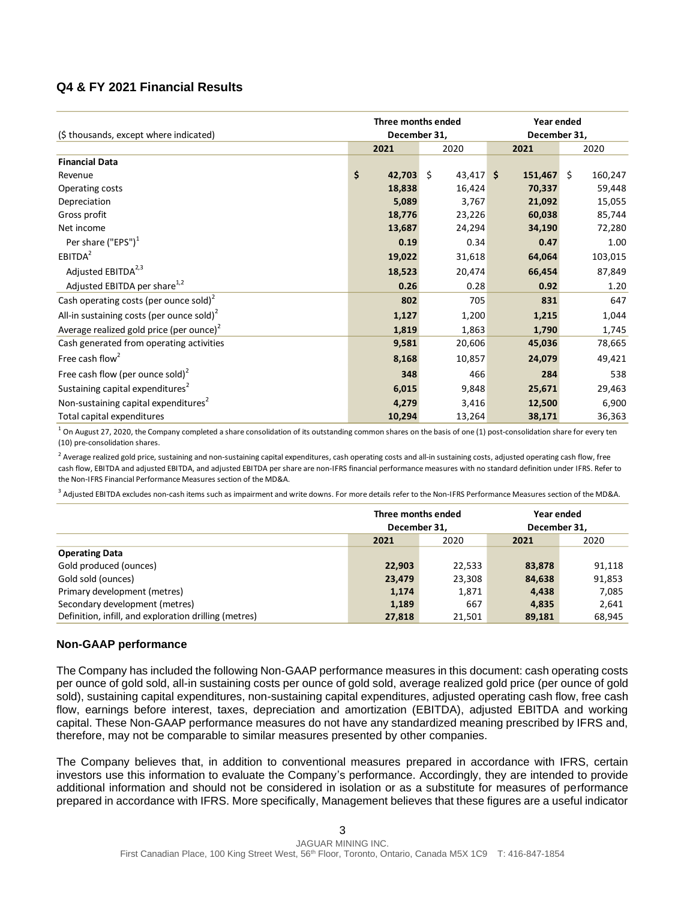## Q4 & FY 2021 Financial Results

| ($ thousands, except where indicated) | Three months ended December 31, | | Year ended December 31, | |
|---|---|---|---|---|
| | **2021** | 2020 | **2021** | 2020 |
| **Financial Data** | | | | |
| Revenue | **$ 42,703** | $ 43,417 | **$ 151,467** | $ 160,247 |
| Operating costs | **18,838** | 16,424 | **70,337** | 59,448 |
| Depreciation | **5,089** | 3,767 | **21,092** | 15,055 |
| Gross profit | **18,776** | 23,226 | **60,038** | 85,744 |
| Net income | **13,687** | 24,294 | **34,190** | 72,280 |
| Per share ("EPS")[1] | **0.19** | 0.34 | **0.47** | 1.00 |
| EBITDA[2] | **19,022** | 31,618 | **64,064** | 103,015 |
| Adjusted EBITDA[2,3] | **18,523** | 20,474 | **66,454** | 87,849 |
| Adjusted EBITDA per share[1,2] | **0.26** | 0.28 | **0.92** | 1.20 |
| Cash operating costs (per ounce sold)[2] | **802** | 705 | **831** | 647 |
| All-in sustaining costs (per ounce sold)[2] | **1,127** | 1,200 | **1,215** | 1,044 |
| Average realized gold price (per ounce)[2] | **1,819** | 1,863 | **1,790** | 1,745 |
| Cash generated from operating activities | **9,581** | 20,606 | **45,036** | 78,665 |
| Free cash flow[2] | **8,168** | 10,857 | **24,079** | 49,421 |
| Free cash flow (per ounce sold)[2] | **348** | 466 | **284** | 538 |
| Sustaining capital expenditures[2] | **6,015** | 9,848 | **25,671** | 29,463 |
| Non-sustaining capital expenditures[2] | **4,279** | 3,416 | **12,500** | 6,900 |
| Total capital expenditures | **10,294** | 13,264 | **38,171** | 36,363 |

[1] On August 27, 2020, the Company completed a share consolidation of its outstanding common shares on the basis of one (1) post-consolidation share for every ten (10) pre-consolidation shares.

[2] Average realized gold price, sustaining and non-sustaining capital expenditures, cash operating costs and all-in sustaining costs, adjusted operating cash flow, free cash flow, EBITDA and adjusted EBITDA, and adjusted EBITDA per share are non-IFRS financial performance measures with no standard definition under IFRS. Refer to the Non-IFRS Financial Performance Measures section of the MD&A.

[3] Adjusted EBITDA excludes non-cash items such as impairment and write downs. For more details refer to the Non-IFRS Performance Measures section of the MD&A.

| | Three months ended December 31, | | Year ended December 31, | |
|---|---|---|---|---|
| | **2021** | 2020 | **2021** | 2020 |
| **Operating Data** | | | | |
| Gold produced (ounces) | **22,903** | 22,533 | **83,878** | 91,118 |
| Gold sold (ounces) | **23,479** | 23,308 | **84,638** | 91,853 |
| Primary development (metres) | **1,174** | 1,871 | **4,438** | 7,085 |
| Secondary development (metres) | **1,189** | 667 | **4,835** | 2,641 |
| Definition, infill, and exploration drilling (metres) | **27,818** | 21,501 | **89,181** | 68,945 |

### Non-GAAP performance

The Company has included the following Non-GAAP performance measures in this document: cash operating costs per ounce of gold sold, all-in sustaining costs per ounce of gold sold, average realized gold price (per ounce of gold sold), sustaining capital expenditures, non-sustaining capital expenditures, adjusted operating cash flow, free cash flow, earnings before interest, taxes, depreciation and amortization (EBITDA), adjusted EBITDA and working capital. These Non-GAAP performance measures do not have any standardized meaning prescribed by IFRS and, therefore, may not be comparable to similar measures presented by other companies.

The Company believes that, in addition to conventional measures prepared in accordance with IFRS, certain investors use this information to evaluate the Company's performance. Accordingly, they are intended to provide additional information and should not be considered in isolation or as a substitute for measures of performance prepared in accordance with IFRS. More specifically, Management believes that these figures are a useful indicator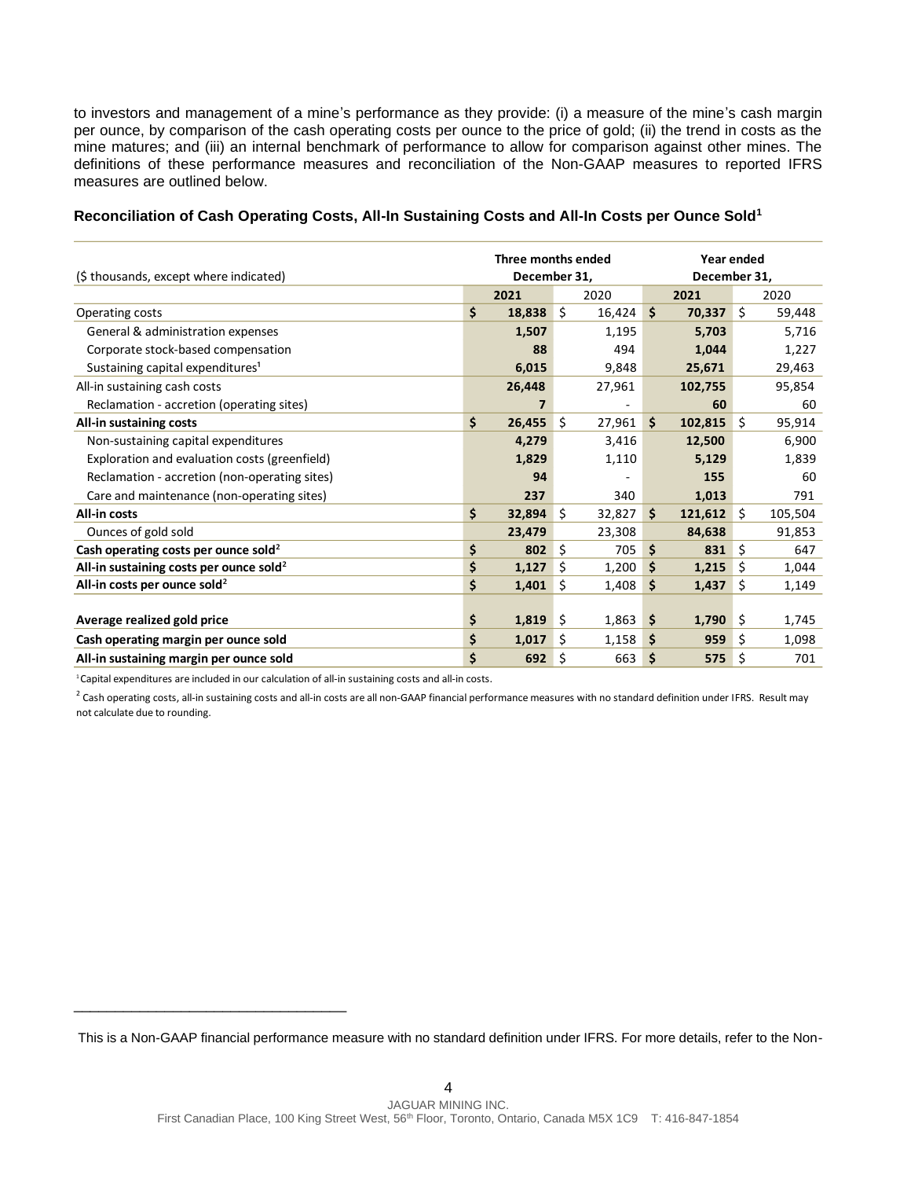to investors and management of a mine's performance as they provide: (i) a measure of the mine's cash margin per ounce, by comparison of the cash operating costs per ounce to the price of gold; (ii) the trend in costs as the mine matures; and (iii) an internal benchmark of performance to allow for comparison against other mines. The definitions of these performance measures and reconciliation of the Non-GAAP measures to reported IFRS measures are outlined below.

### Reconciliation of Cash Operating Costs, All-In Sustaining Costs and All-In Costs per Ounce Sold[1]

| ($ thousands, except where indicated) | Three months ended December 31, | | Year ended December 31, | |
|---|---|---|---|---|
| | **2021** | 2020 | **2021** | 2020 |
| Operating costs | **$ 18,838** | $ 16,424 | **$ 70,337** | $ 59,448 |
| General & administration expenses | **1,507** | 1,195 | **5,703** | 5,716 |
| Corporate stock-based compensation | **88** | 494 | **1,044** | 1,227 |
| Sustaining capital expenditures[1] | **6,015** | 9,848 | **25,671** | 29,463 |
| All-in sustaining cash costs | **26,448** | 27,961 | **102,755** | 95,854 |
| Reclamation - accretion (operating sites) | **7** | - | **60** | 60 |
| **All-in sustaining costs** | **$ 26,455** | $ 27,961 | **$ 102,815** | $ 95,914 |
| Non-sustaining capital expenditures | **4,279** | 3,416 | **12,500** | 6,900 |
| Exploration and evaluation costs (greenfield) | **1,829** | 1,110 | **5,129** | 1,839 |
| Reclamation - accretion (non-operating sites) | **94** | - | **155** | 60 |
| Care and maintenance (non-operating sites) | **237** | 340 | **1,013** | 791 |
| **All-in costs** | **$ 32,894** | $ 32,827 | **$ 121,612** | $ 105,504 |
| Ounces of gold sold | **23,479** | 23,308 | **84,638** | 91,853 |
| **Cash operating costs per ounce sold[2]** | **$ 802** | $ 705 | **$ 831** | $ 647 |
| **All-in sustaining costs per ounce sold[2]** | **$ 1,127** | $ 1,200 | **$ 1,215** | $ 1,044 |
| **All-in costs per ounce sold[2]** | **$ 1,401** | $ 1,408 | **$ 1,437** | $ 1,149 |
| | | | | |
| **Average realized gold price** | **$ 1,819** | $ 1,863 | **$ 1,790** | $ 1,745 |
| **Cash operating margin per ounce sold** | **$ 1,017** | $ 1,158 | **$ 959** | $ 1,098 |
| **All-in sustaining margin per ounce sold** | **$ 692** | $ 663 | **$ 575** | $ 701 |

[1] Capital expenditures are included in our calculation of all-in sustaining costs and all-in costs.

[2] Cash operating costs, all-in sustaining costs and all-in costs are all non-GAAP financial performance measures with no standard definition under IFRS. Result may not calculate due to rounding.

---

This is a Non-GAAP financial performance measure with no standard definition under IFRS. For more details, refer to the Non-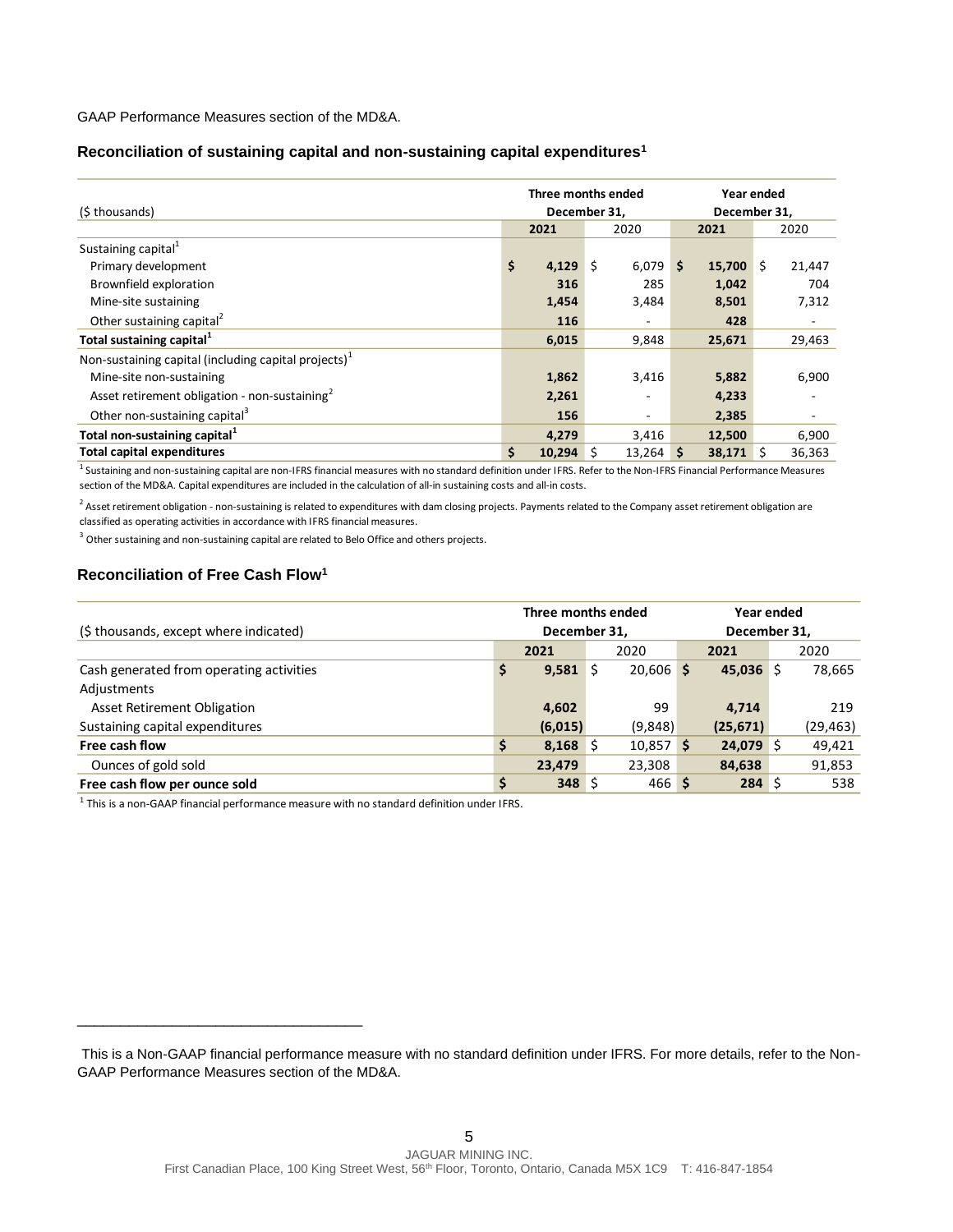GAAP Performance Measures section of the MD&A.

### Reconciliation of sustaining capital and non-sustaining capital expenditures[1]

| ($ thousands) | Three months ended December 31, | | Year ended December 31, | |
|---|---|---|---|---|
| | **2021** | 2020 | **2021** | 2020 |
| Sustaining capital[1] | | | | |
| Primary development | **$ 4,129** | $ 6,079 | **$ 15,700** | $ 21,447 |
| Brownfield exploration | **316** | 285 | **1,042** | 704 |
| Mine-site sustaining | **1,454** | 3,484 | **8,501** | 7,312 |
| Other sustaining capital[2] | **116** | - | **428** | - |
| **Total sustaining capital[1]** | **6,015** | 9,848 | **25,671** | 29,463 |
| Non-sustaining capital (including capital projects)[1] | | | | |
| Mine-site non-sustaining | **1,862** | 3,416 | **5,882** | 6,900 |
| Asset retirement obligation - non-sustaining[2] | **2,261** | - | **4,233** | - |
| Other non-sustaining capital[3] | **156** | - | **2,385** | - |
| **Total non-sustaining capital[1]** | **4,279** | 3,416 | **12,500** | 6,900 |
| **Total capital expenditures** | **$ 10,294** | $ 13,264 | **$ 38,171** | $ 36,363 |

[1] Sustaining and non-sustaining capital are non-IFRS financial measures with no standard definition under IFRS. Refer to the Non-IFRS Financial Performance Measures section of the MD&A. Capital expenditures are included in the calculation of all-in sustaining costs and all-in costs.

[2] Asset retirement obligation - non-sustaining is related to expenditures with dam closing projects. Payments related to the Company asset retirement obligation are classified as operating activities in accordance with IFRS financial measures.

[3] Other sustaining and non-sustaining capital are related to Belo Office and others projects.

### Reconciliation of Free Cash Flow[1]

| ($ thousands, except where indicated) | Three months ended December 31, | | Year ended December 31, | |
|---|---|---|---|---|
| | **2021** | 2020 | **2021** | 2020 |
| Cash generated from operating activities | **$ 9,581** | $ 20,606 | **$ 45,036** | $ 78,665 |
| Adjustments | | | | |
| Asset Retirement Obligation | **4,602** | 99 | **4,714** | 219 |
| Sustaining capital expenditures | **(6,015)** | (9,848) | **(25,671)** | (29,463) |
| **Free cash flow** | **$ 8,168** | $ 10,857 | **$ 24,079** | $ 49,421 |
| Ounces of gold sold | **23,479** | 23,308 | **84,638** | 91,853 |
| **Free cash flow per ounce sold** | **$ 348** | $ 466 | **$ 284** | $ 538 |

[1] This is a non-GAAP financial performance measure with no standard definition under IFRS.

---

This is a Non-GAAP financial performance measure with no standard definition under IFRS. For more details, refer to the Non-GAAP Performance Measures section of the MD&A.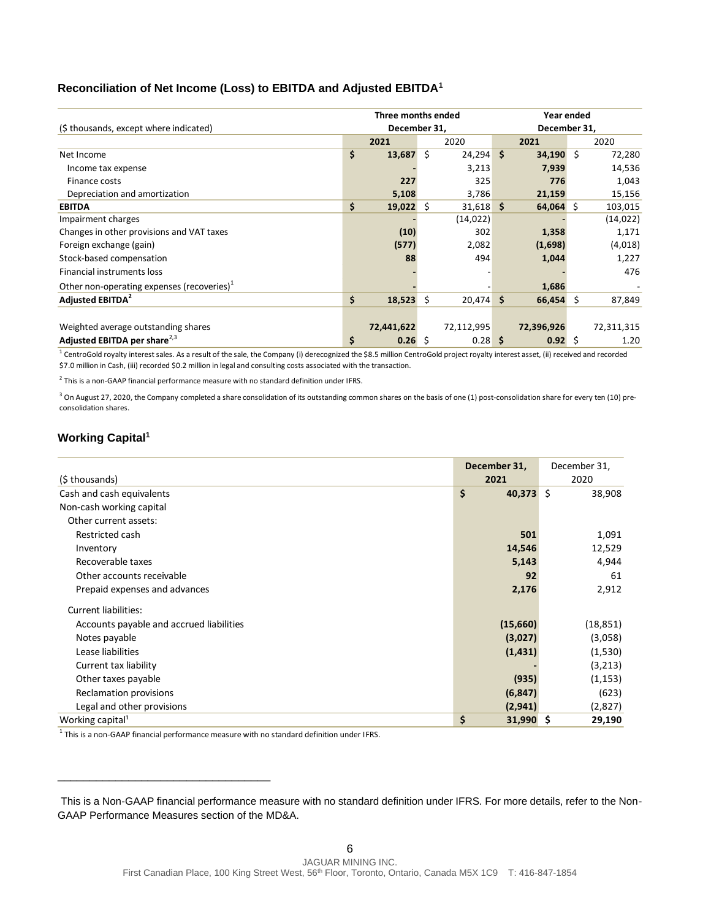## Reconciliation of Net Income (Loss) to EBITDA and Adjusted EBITDA[1]

| ($ thousands, except where indicated) | Three months ended December 31, 2021 | Three months ended December 31, 2020 | Year ended December 31, 2021 | Year ended December 31, 2020 |
|---|---|---|---|---|
| Net Income | $ 13,687 | $ 24,294 | $ 34,190 | $ 72,280 |
| Income tax expense | - | 3,213 | 7,939 | 14,536 |
| Finance costs | 227 | 325 | 776 | 1,043 |
| Depreciation and amortization | 5,108 | 3,786 | 21,159 | 15,156 |
| **EBITDA** | **$ 19,022** | $ 31,618 | **$ 64,064** | $ 103,015 |
| Impairment charges | - | (14,022) | - | (14,022) |
| Changes in other provisions and VAT taxes | (10) | 302 | 1,358 | 1,171 |
| Foreign exchange (gain) | (577) | 2,082 | (1,698) | (4,018) |
| Stock-based compensation | 88 | 494 | 1,044 | 1,227 |
| Financial instruments loss | - | - | - | 476 |
| Other non-operating expenses (recoveries)[1] | - | - | 1,686 | - |
| **Adjusted EBITDA[2]** | **$ 18,523** | $ 20,474 | **$ 66,454** | $ 87,849 |
| Weighted average outstanding shares | 72,441,622 | 72,112,995 | 72,396,926 | 72,311,315 |
| **Adjusted EBITDA per share[2,3]** | **$ 0.26** | $ 0.28 | **$ 0.92** | $ 1.20 |

[1] CentroGold royalty interest sales. As a result of the sale, the Company (i) derecognized the $8.5 million CentroGold project royalty interest asset, (ii) received and recorded $7.0 million in Cash, (iii) recorded $0.2 million in legal and consulting costs associated with the transaction.

[2] This is a non-GAAP financial performance measure with no standard definition under IFRS.

[3] On August 27, 2020, the Company completed a share consolidation of its outstanding common shares on the basis of one (1) post-consolidation share for every ten (10) pre-consolidation shares.

## Working Capital[1]

| ($ thousands) | December 31, 2021 | December 31, 2020 |
|---|---|---|
| Cash and cash equivalents | $ 40,373 | $ 38,908 |
| Non-cash working capital | | |
| Other current assets: | | |
| Restricted cash | 501 | 1,091 |
| Inventory | 14,546 | 12,529 |
| Recoverable taxes | 5,143 | 4,944 |
| Other accounts receivable | 92 | 61 |
| Prepaid expenses and advances | 2,176 | 2,912 |
| Current liabilities: | | |
| Accounts payable and accrued liabilities | (15,660) | (18,851) |
| Notes payable | (3,027) | (3,058) |
| Lease liabilities | (1,431) | (1,530) |
| Current tax liability | - | (3,213) |
| Other taxes payable | (935) | (1,153) |
| Reclamation provisions | (6,847) | (623) |
| Legal and other provisions | (2,941) | (2,827) |
| Working capital[1] | **$ 31,990** | **$ 29,190** |

[1] This is a non-GAAP financial performance measure with no standard definition under IFRS.

---

This is a Non-GAAP financial performance measure with no standard definition under IFRS. For more details, refer to the Non-GAAP Performance Measures section of the MD&A.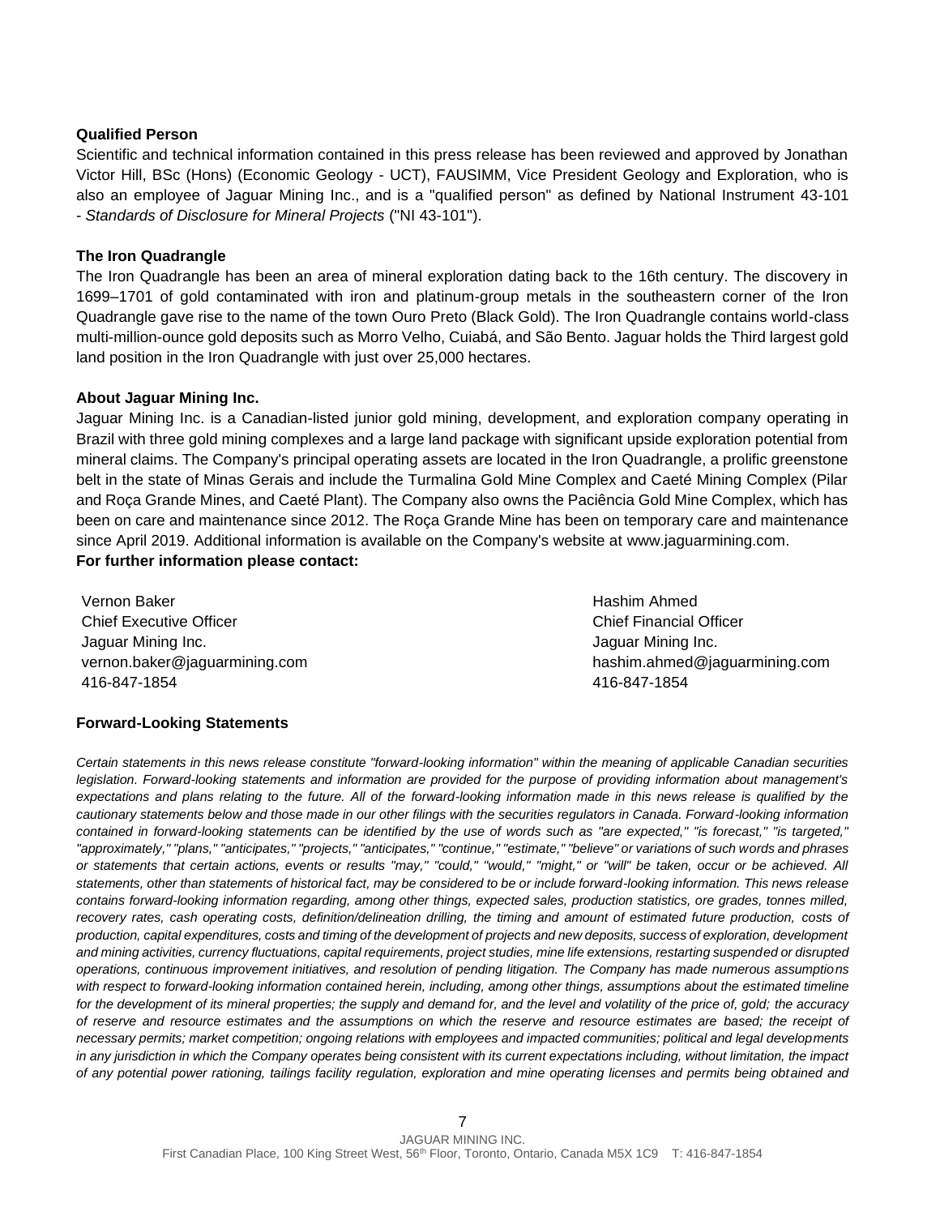**Qualified Person**

Scientific and technical information contained in this press release has been reviewed and approved by Jonathan Victor Hill, BSc (Hons) (Economic Geology - UCT), FAUSIMM, Vice President Geology and Exploration, who is also an employee of Jaguar Mining Inc., and is a "qualified person" as defined by National Instrument 43-101 - *Standards of Disclosure for Mineral Projects* ("NI 43-101").

**The Iron Quadrangle**

The Iron Quadrangle has been an area of mineral exploration dating back to the 16th century. The discovery in 1699–1701 of gold contaminated with iron and platinum-group metals in the southeastern corner of the Iron Quadrangle gave rise to the name of the town Ouro Preto (Black Gold). The Iron Quadrangle contains world-class multi-million-ounce gold deposits such as Morro Velho, Cuiabá, and São Bento. Jaguar holds the Third largest gold land position in the Iron Quadrangle with just over 25,000 hectares.

**About Jaguar Mining Inc.**

Jaguar Mining Inc. is a Canadian-listed junior gold mining, development, and exploration company operating in Brazil with three gold mining complexes and a large land package with significant upside exploration potential from mineral claims. The Company's principal operating assets are located in the Iron Quadrangle, a prolific greenstone belt in the state of Minas Gerais and include the Turmalina Gold Mine Complex and Caeté Mining Complex (Pilar and Roça Grande Mines, and Caeté Plant). The Company also owns the Paciência Gold Mine Complex, which has been on care and maintenance since 2012. The Roça Grande Mine has been on temporary care and maintenance since April 2019. Additional information is available on the Company's website at www.jaguarmining.com.

**For further information please contact:**

Vernon Baker
Chief Executive Officer
Jaguar Mining Inc.
vernon.baker@jaguarmining.com
416-847-1854

Hashim Ahmed
Chief Financial Officer
Jaguar Mining Inc.
hashim.ahmed@jaguarmining.com
416-847-1854

**Forward-Looking Statements**

*Certain statements in this news release constitute "forward-looking information" within the meaning of applicable Canadian securities legislation. Forward-looking statements and information are provided for the purpose of providing information about management's expectations and plans relating to the future. All of the forward-looking information made in this news release is qualified by the cautionary statements below and those made in our other filings with the securities regulators in Canada. Forward-looking information contained in forward-looking statements can be identified by the use of words such as "are expected," "is forecast," "is targeted," "approximately," "plans," "anticipates," "projects," "anticipates," "continue," "estimate," "believe" or variations of such words and phrases or statements that certain actions, events or results "may," "could," "would," "might," or "will" be taken, occur or be achieved. All statements, other than statements of historical fact, may be considered to be or include forward-looking information. This news release contains forward-looking information regarding, among other things, expected sales, production statistics, ore grades, tonnes milled, recovery rates, cash operating costs, definition/delineation drilling, the timing and amount of estimated future production, costs of production, capital expenditures, costs and timing of the development of projects and new deposits, success of exploration, development and mining activities, currency fluctuations, capital requirements, project studies, mine life extensions, restarting suspended or disrupted operations, continuous improvement initiatives, and resolution of pending litigation. The Company has made numerous assumptions with respect to forward-looking information contained herein, including, among other things, assumptions about the estimated timeline for the development of its mineral properties; the supply and demand for, and the level and volatility of the price of, gold; the accuracy of reserve and resource estimates and the assumptions on which the reserve and resource estimates are based; the receipt of necessary permits; market competition; ongoing relations with employees and impacted communities; political and legal developments in any jurisdiction in which the Company operates being consistent with its current expectations including, without limitation, the impact of any potential power rationing, tailings facility regulation, exploration and mine operating licenses and permits being obtained and*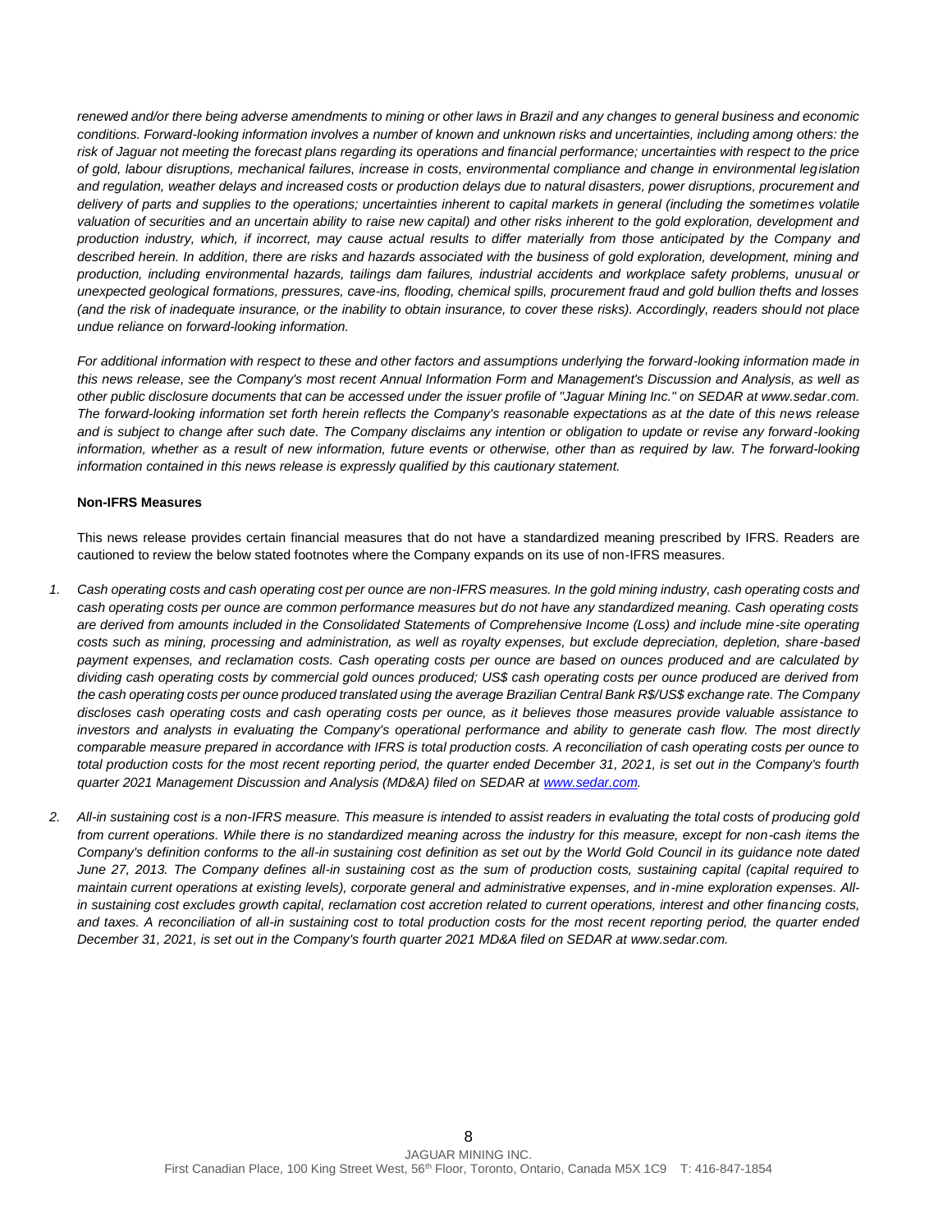*renewed and/or there being adverse amendments to mining or other laws in Brazil and any changes to general business and economic conditions. Forward-looking information involves a number of known and unknown risks and uncertainties, including among others: the risk of Jaguar not meeting the forecast plans regarding its operations and financial performance; uncertainties with respect to the price of gold, labour disruptions, mechanical failures, increase in costs, environmental compliance and change in environmental legislation and regulation, weather delays and increased costs or production delays due to natural disasters, power disruptions, procurement and delivery of parts and supplies to the operations; uncertainties inherent to capital markets in general (including the sometimes volatile valuation of securities and an uncertain ability to raise new capital) and other risks inherent to the gold exploration, development and production industry, which, if incorrect, may cause actual results to differ materially from those anticipated by the Company and described herein. In addition, there are risks and hazards associated with the business of gold exploration, development, mining and production, including environmental hazards, tailings dam failures, industrial accidents and workplace safety problems, unusual or unexpected geological formations, pressures, cave-ins, flooding, chemical spills, procurement fraud and gold bullion thefts and losses (and the risk of inadequate insurance, or the inability to obtain insurance, to cover these risks). Accordingly, readers should not place undue reliance on forward-looking information.*

*For additional information with respect to these and other factors and assumptions underlying the forward-looking information made in this news release, see the Company's most recent Annual Information Form and Management's Discussion and Analysis, as well as other public disclosure documents that can be accessed under the issuer profile of "Jaguar Mining Inc." on SEDAR at www.sedar.com. The forward-looking information set forth herein reflects the Company's reasonable expectations as at the date of this news release and is subject to change after such date. The Company disclaims any intention or obligation to update or revise any forward-looking information, whether as a result of new information, future events or otherwise, other than as required by law. The forward-looking information contained in this news release is expressly qualified by this cautionary statement.*

**Non-IFRS Measures**

This news release provides certain financial measures that do not have a standardized meaning prescribed by IFRS. Readers are cautioned to review the below stated footnotes where the Company expands on its use of non-IFRS measures.

1. *Cash operating costs and cash operating cost per ounce are non-IFRS measures. In the gold mining industry, cash operating costs and cash operating costs per ounce are common performance measures but do not have any standardized meaning. Cash operating costs are derived from amounts included in the Consolidated Statements of Comprehensive Income (Loss) and include mine-site operating costs such as mining, processing and administration, as well as royalty expenses, but exclude depreciation, depletion, share-based payment expenses, and reclamation costs. Cash operating costs per ounce are based on ounces produced and are calculated by dividing cash operating costs by commercial gold ounces produced; US$ cash operating costs per ounce produced are derived from the cash operating costs per ounce produced translated using the average Brazilian Central Bank R$/US$ exchange rate. The Company discloses cash operating costs and cash operating costs per ounce, as it believes those measures provide valuable assistance to investors and analysts in evaluating the Company's operational performance and ability to generate cash flow. The most directly comparable measure prepared in accordance with IFRS is total production costs. A reconciliation of cash operating costs per ounce to total production costs for the most recent reporting period, the quarter ended December 31, 2021, is set out in the Company's fourth quarter 2021 Management Discussion and Analysis (MD&A) filed on SEDAR at www.sedar.com.*

2. *All-in sustaining cost is a non-IFRS measure. This measure is intended to assist readers in evaluating the total costs of producing gold from current operations. While there is no standardized meaning across the industry for this measure, except for non-cash items the Company's definition conforms to the all-in sustaining cost definition as set out by the World Gold Council in its guidance note dated June 27, 2013. The Company defines all-in sustaining cost as the sum of production costs, sustaining capital (capital required to maintain current operations at existing levels), corporate general and administrative expenses, and in-mine exploration expenses. All-in sustaining cost excludes growth capital, reclamation cost accretion related to current operations, interest and other financing costs, and taxes. A reconciliation of all-in sustaining cost to total production costs for the most recent reporting period, the quarter ended December 31, 2021, is set out in the Company's fourth quarter 2021 MD&A filed on SEDAR at www.sedar.com.*